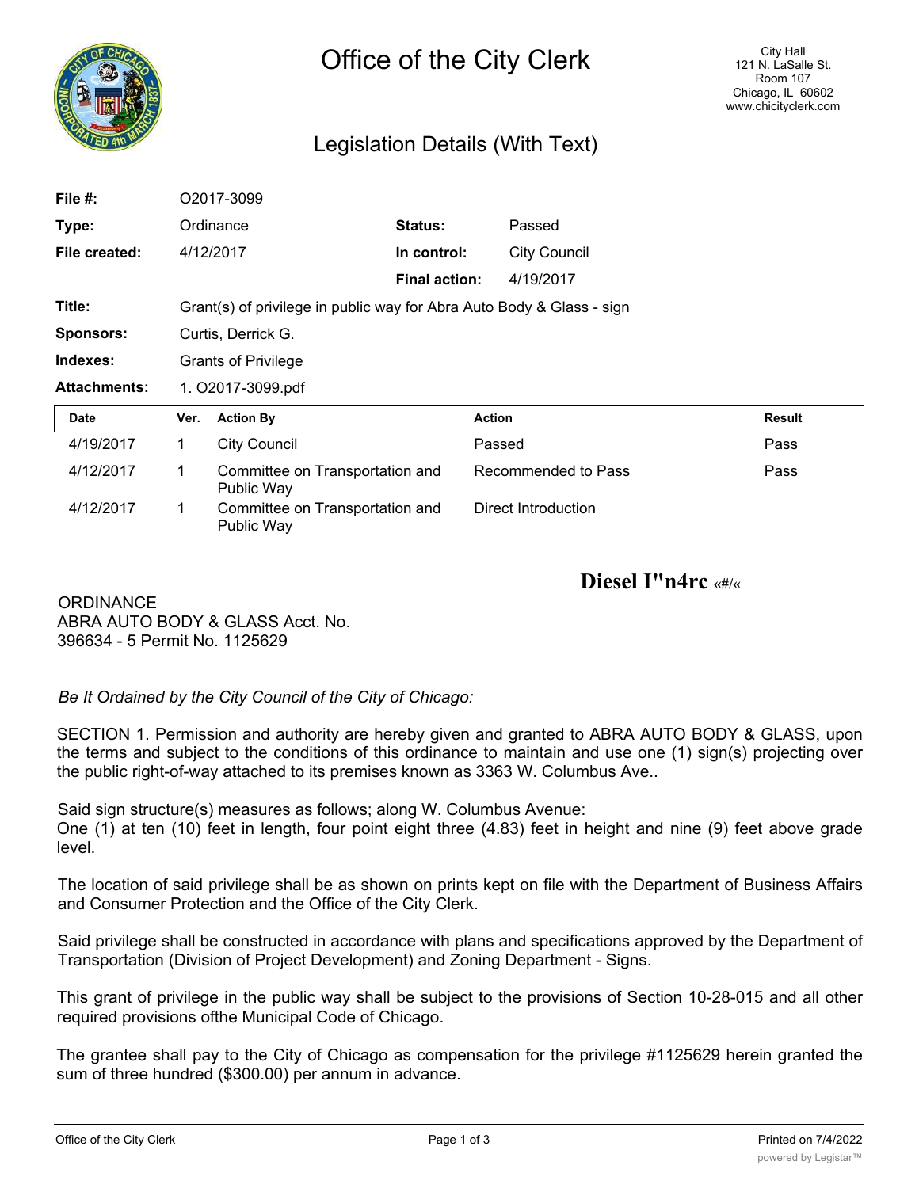# Office of the City Clerk

City Hall
121 N. LaSalle St.
Room 107
Chicago, IL 60602
www.chicityclerk.com

## Legislation Details (With Text)

| | | | |
|---|---|---|---|
| **File #:** | O2017-3099 | | |
| **Type:** | Ordinance | **Status:** | Passed |
| **File created:** | 4/12/2017 | **In control:** | City Council |
| | | **Final action:** | 4/19/2017 |
| **Title:** | Grant(s) of privilege in public way for Abra Auto Body & Glass - sign | | |
| **Sponsors:** | Curtis, Derrick G. | | |
| **Indexes:** | Grants of Privilege | | |
| **Attachments:** | 1. O2017-3099.pdf | | |

| Date | Ver. | Action By | Action | Result |
|---|---|---|---|---|
| 4/19/2017 | 1 | City Council | Passed | Pass |
| 4/12/2017 | 1 | Committee on Transportation and Public Way | Recommended to Pass | Pass |
| 4/12/2017 | 1 | Committee on Transportation and Public Way | Direct Introduction | |

**Diesel I"n4rc** «#/«

ORDINANCE
ABRA AUTO BODY & GLASS Acct. No. 396634 - 5 Permit No. 1125629

*Be It Ordained by the City Council of the City of Chicago:*

SECTION 1. Permission and authority are hereby given and granted to ABRA AUTO BODY & GLASS, upon the terms and subject to the conditions of this ordinance to maintain and use one (1) sign(s) projecting over the public right-of-way attached to its premises known as 3363 W. Columbus Ave..

Said sign structure(s) measures as follows; along W. Columbus Avenue:
One (1) at ten (10) feet in length, four point eight three (4.83) feet in height and nine (9) feet above grade level.

The location of said privilege shall be as shown on prints kept on file with the Department of Business Affairs and Consumer Protection and the Office of the City Clerk.

Said privilege shall be constructed in accordance with plans and specifications approved by the Department of Transportation (Division of Project Development) and Zoning Department - Signs.

This grant of privilege in the public way shall be subject to the provisions of Section 10-28-015 and all other required provisions ofthe Municipal Code of Chicago.

The grantee shall pay to the City of Chicago as compensation for the privilege #1125629 herein granted the sum of three hundred ($300.00) per annum in advance.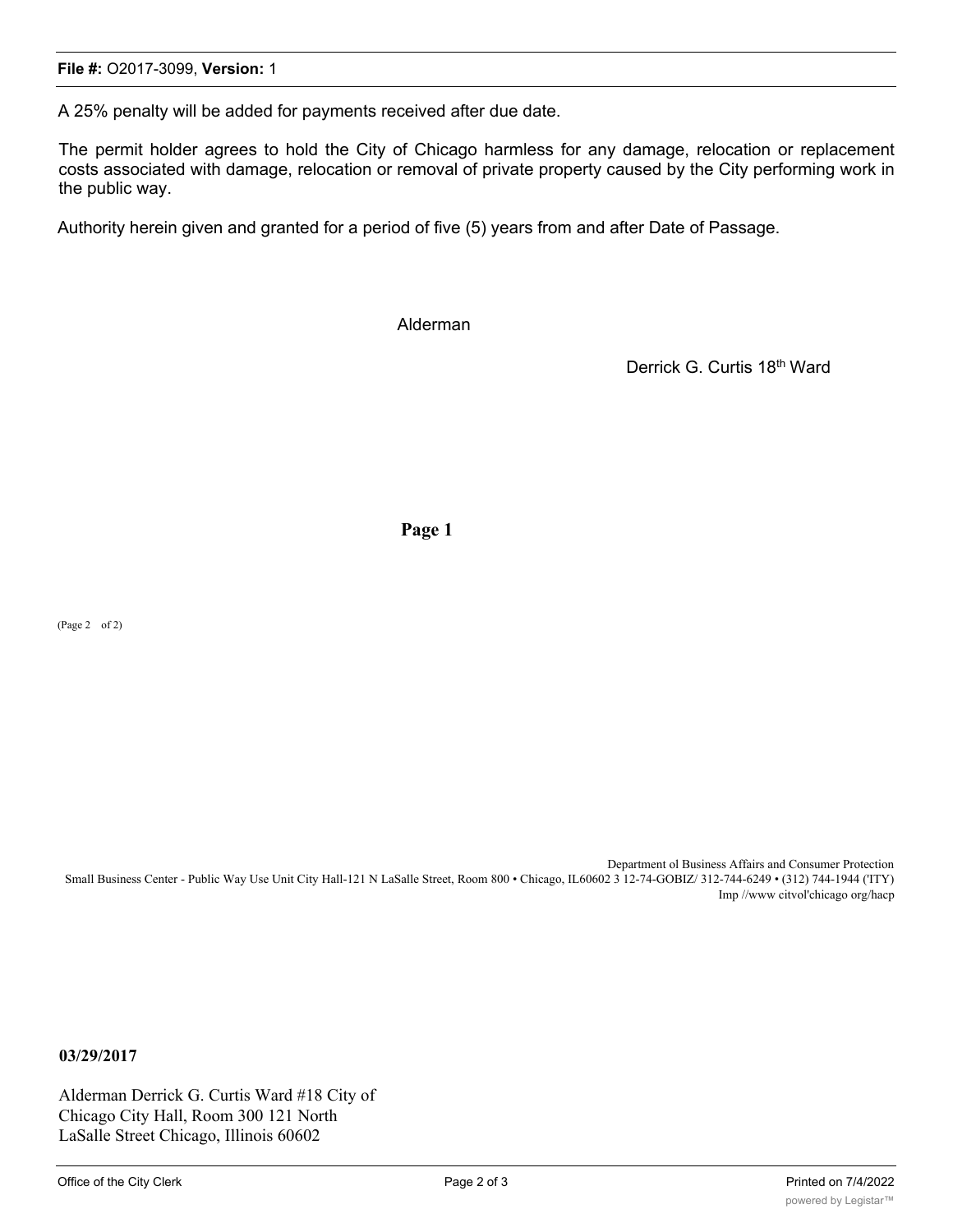A 25% penalty will be added for payments received after due date.

The permit holder agrees to hold the City of Chicago harmless for any damage, relocation or replacement costs associated with damage, relocation or removal of private property caused by the City performing work in the public way.

Authority herein given and granted for a period of five (5) years from and after Date of Passage.

Alderman

Derrick G. Curtis 18th Ward

**Page 1**

(Page 2 of 2)

Department ol Business Affairs and Consumer Protection
Small Business Center - Public Way Use Unit City Hall-121 N LaSalle Street, Room 800 • Chicago, IL60602 3 12-74-GOBIZ/ 312-744-6249 • (312) 744-1944 ('ITY)
Imp //www citvol'chicago org/hacp

**03/29/2017**

Alderman Derrick G. Curtis Ward #18 City of Chicago City Hall, Room 300 121 North LaSalle Street Chicago, Illinois 60602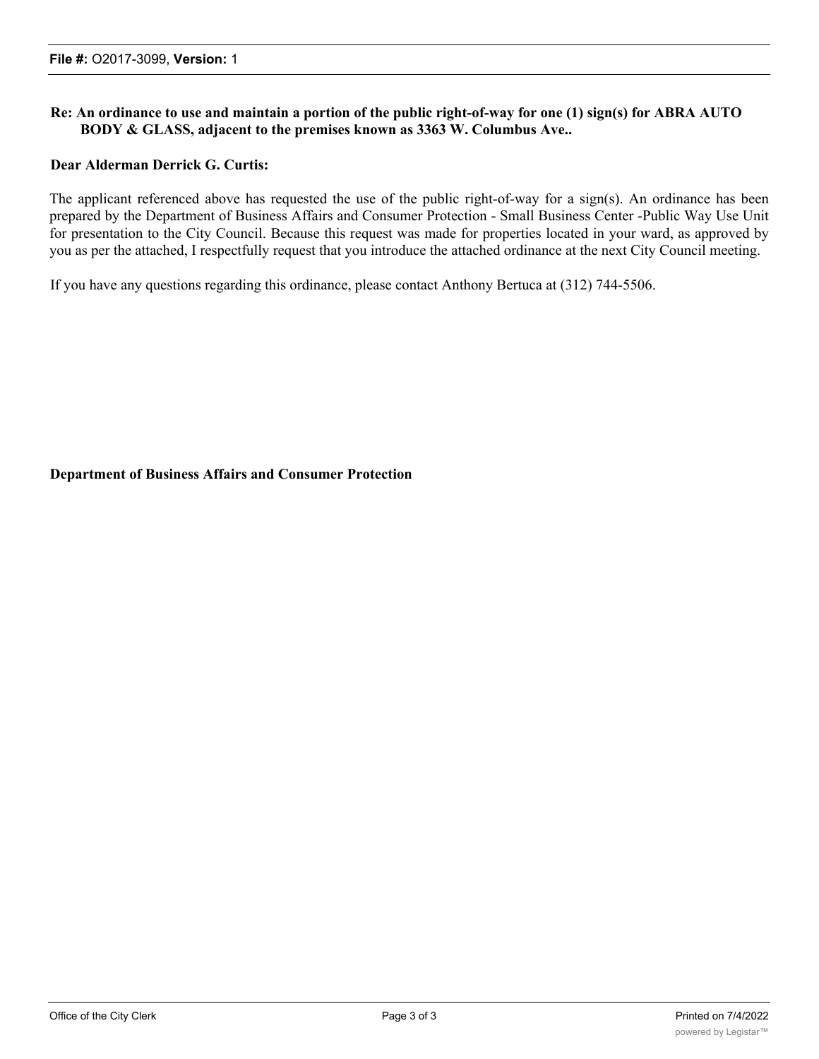**Re: An ordinance to use and maintain a portion of the public right-of-way for one (1) sign(s) for ABRA AUTO BODY & GLASS, adjacent to the premises known as 3363 W. Columbus Ave..**

**Dear Alderman Derrick G. Curtis:**

The applicant referenced above has requested the use of the public right-of-way for a sign(s). An ordinance has been prepared by the Department of Business Affairs and Consumer Protection - Small Business Center -Public Way Use Unit for presentation to the City Council. Because this request was made for properties located in your ward, as approved by you as per the attached, I respectfully request that you introduce the attached ordinance at the next City Council meeting.

If you have any questions regarding this ordinance, please contact Anthony Bertuca at (312) 744-5506.

**Department of Business Affairs and Consumer Protection**